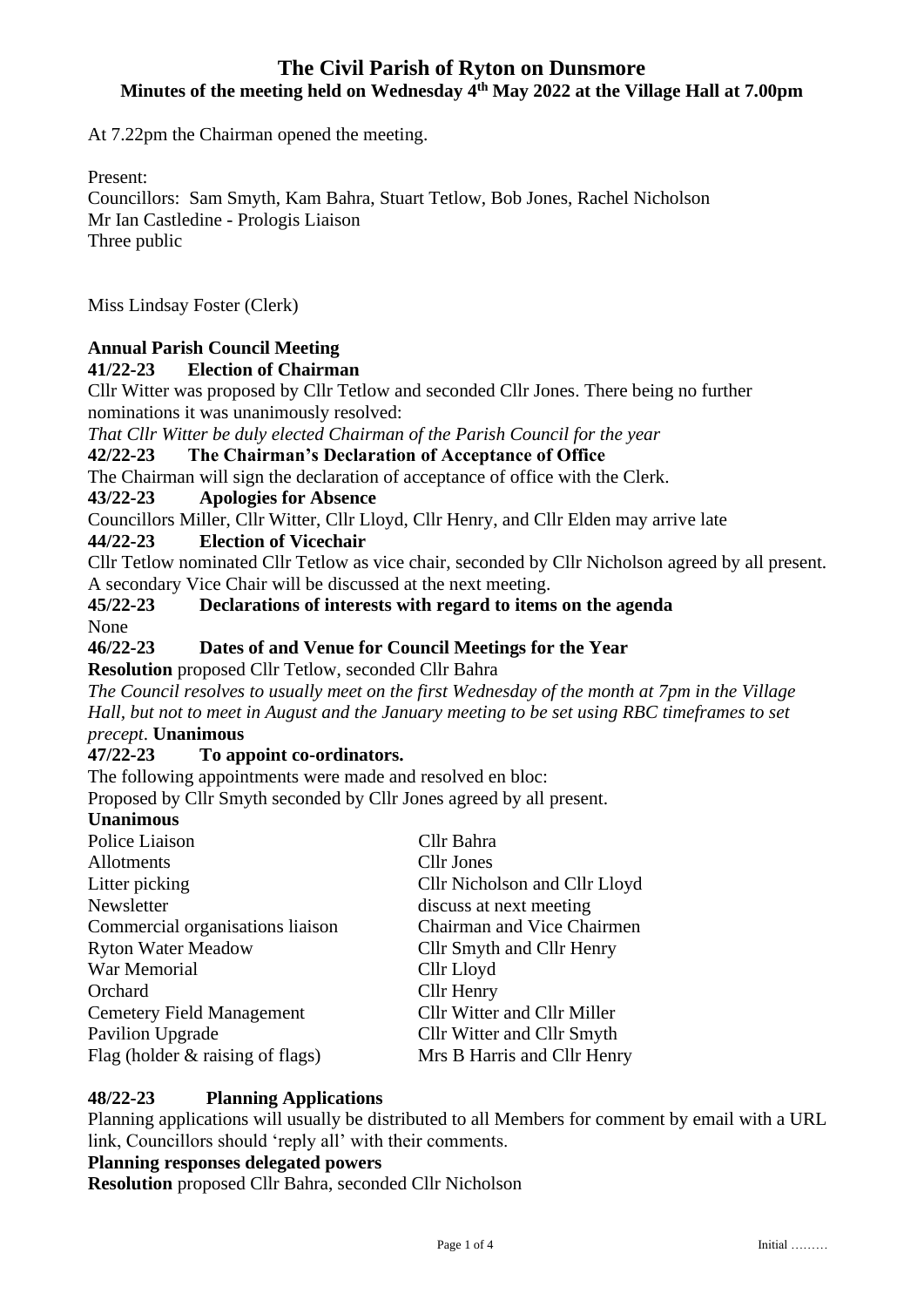# The Civil Parish of Ryton on Dunsmore

## Minutes of the meeting held on Wednesday 4th May 2022 at the Village Hall at 7.00pm

At 7.22pm the Chairman opened the meeting.

Present:
Councillors: Sam Smyth, Kam Bahra, Stuart Tetlow, Bob Jones, Rachel Nicholson
Mr Ian Castledine - Prologis Liaison
Three public

Miss Lindsay Foster (Clerk)

**Annual Parish Council Meeting**

**41/22-23 Election of Chairman**

Cllr Witter was proposed by Cllr Tetlow and seconded Cllr Jones. There being no further nominations it was unanimously resolved:

*That Cllr Witter be duly elected Chairman of the Parish Council for the year*

**42/22-23 The Chairman's Declaration of Acceptance of Office**

The Chairman will sign the declaration of acceptance of office with the Clerk.

**43/22-23 Apologies for Absence**

Councillors Miller, Cllr Witter, Cllr Lloyd, Cllr Henry, and Cllr Elden may arrive late

**44/22-23 Election of Vicechair**

Cllr Tetlow nominated Cllr Tetlow as vice chair, seconded by Cllr Nicholson agreed by all present. A secondary Vice Chair will be discussed at the next meeting.

**45/22-23 Declarations of interests with regard to items on the agenda**

None

**46/22-23 Dates of and Venue for Council Meetings for the Year**

**Resolution** proposed Cllr Tetlow, seconded Cllr Bahra

*The Council resolves to usually meet on the first Wednesday of the month at 7pm in the Village Hall, but not to meet in August and the January meeting to be set using RBC timeframes to set precept*. **Unanimous**

**47/22-23 To appoint co-ordinators.**

The following appointments were made and resolved en bloc:
Proposed by Cllr Smyth seconded by Cllr Jones agreed by all present.

**Unanimous**

| | |
|---|---|
| Police Liaison | Cllr Bahra |
| Allotments | Cllr Jones |
| Litter picking | Cllr Nicholson and Cllr Lloyd |
| Newsletter | discuss at next meeting |
| Commercial organisations liaison | Chairman and Vice Chairmen |
| Ryton Water Meadow | Cllr Smyth and Cllr Henry |
| War Memorial | Cllr Lloyd |
| Orchard | Cllr Henry |
| Cemetery Field Management | Cllr Witter and Cllr Miller |
| Pavilion Upgrade | Cllr Witter and Cllr Smyth |
| Flag (holder & raising of flags) | Mrs B Harris and Cllr Henry |

**48/22-23 Planning Applications**

Planning applications will usually be distributed to all Members for comment by email with a URL link, Councillors should 'reply all' with their comments.

**Planning responses delegated powers**

**Resolution** proposed Cllr Bahra, seconded Cllr Nicholson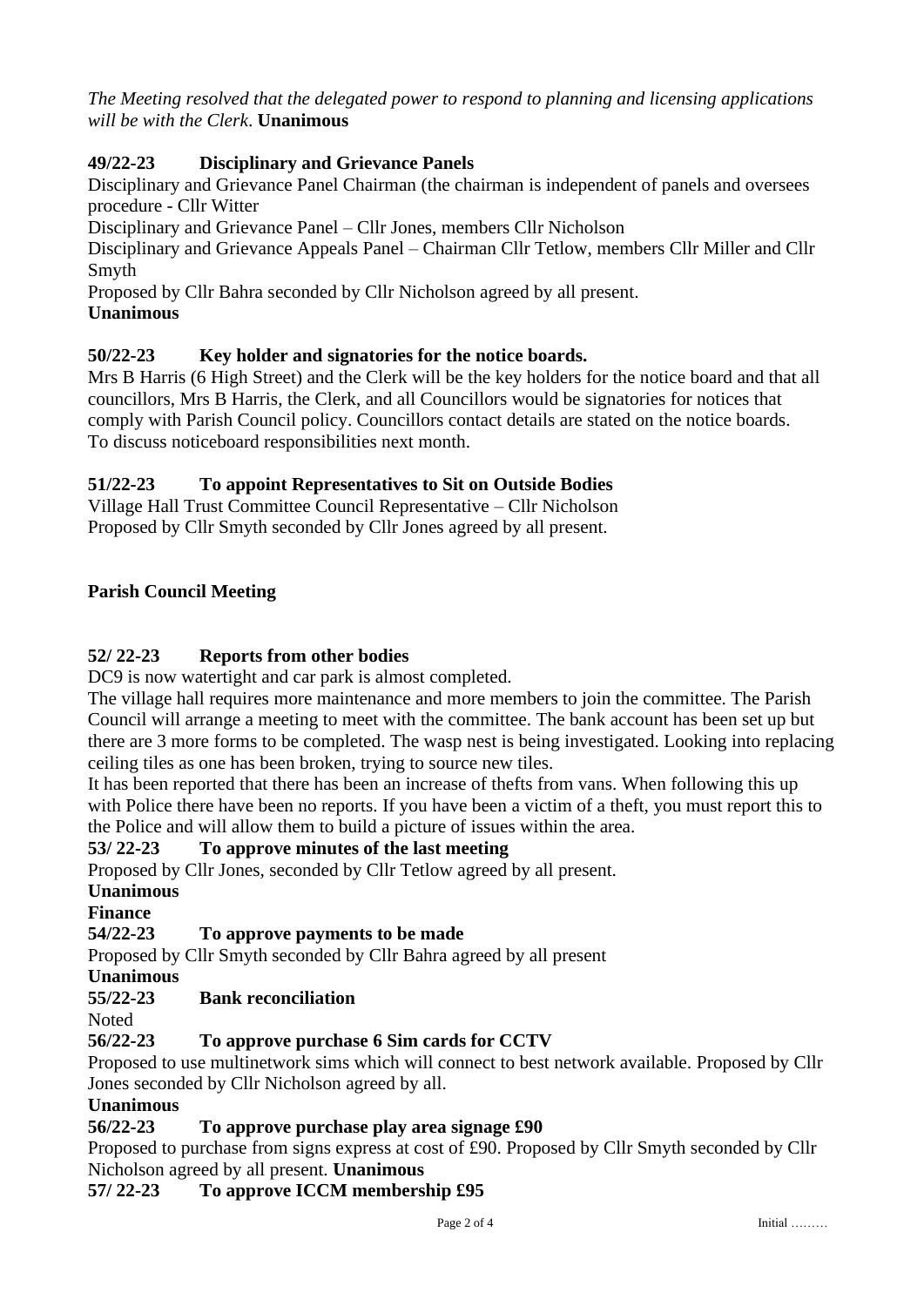*The Meeting resolved that the delegated power to respond to planning and licensing applications will be with the Clerk*. **Unanimous**

**49/22-23 Disciplinary and Grievance Panels**

Disciplinary and Grievance Panel Chairman (the chairman is independent of panels and oversees procedure - Cllr Witter

Disciplinary and Grievance Panel – Cllr Jones, members Cllr Nicholson

Disciplinary and Grievance Appeals Panel – Chairman Cllr Tetlow, members Cllr Miller and Cllr Smyth

Proposed by Cllr Bahra seconded by Cllr Nicholson agreed by all present.

**Unanimous**

**50/22-23 Key holder and signatories for the notice boards.**

Mrs B Harris (6 High Street) and the Clerk will be the key holders for the notice board and that all councillors, Mrs B Harris, the Clerk, and all Councillors would be signatories for notices that comply with Parish Council policy. Councillors contact details are stated on the notice boards. To discuss noticeboard responsibilities next month.

**51/22-23 To appoint Representatives to Sit on Outside Bodies**

Village Hall Trust Committee Council Representative – Cllr Nicholson

Proposed by Cllr Smyth seconded by Cllr Jones agreed by all present.

**Parish Council Meeting**

**52/ 22-23 Reports from other bodies**

DC9 is now watertight and car park is almost completed.

The village hall requires more maintenance and more members to join the committee. The Parish Council will arrange a meeting to meet with the committee. The bank account has been set up but there are 3 more forms to be completed. The wasp nest is being investigated. Looking into replacing ceiling tiles as one has been broken, trying to source new tiles.

It has been reported that there has been an increase of thefts from vans. When following this up with Police there have been no reports. If you have been a victim of a theft, you must report this to the Police and will allow them to build a picture of issues within the area.

**53/ 22-23 To approve minutes of the last meeting**

Proposed by Cllr Jones, seconded by Cllr Tetlow agreed by all present.

**Unanimous**

**Finance**

**54/22-23 To approve payments to be made**

Proposed by Cllr Smyth seconded by Cllr Bahra agreed by all present

**Unanimous**

**55/22-23 Bank reconciliation**

Noted

**56/22-23 To approve purchase 6 Sim cards for CCTV**

Proposed to use multinetwork sims which will connect to best network available. Proposed by Cllr Jones seconded by Cllr Nicholson agreed by all.

**Unanimous**

**56/22-23 To approve purchase play area signage £90**

Proposed to purchase from signs express at cost of £90. Proposed by Cllr Smyth seconded by Cllr Nicholson agreed by all present. **Unanimous**

**57/ 22-23 To approve ICCM membership £95**

Initial ………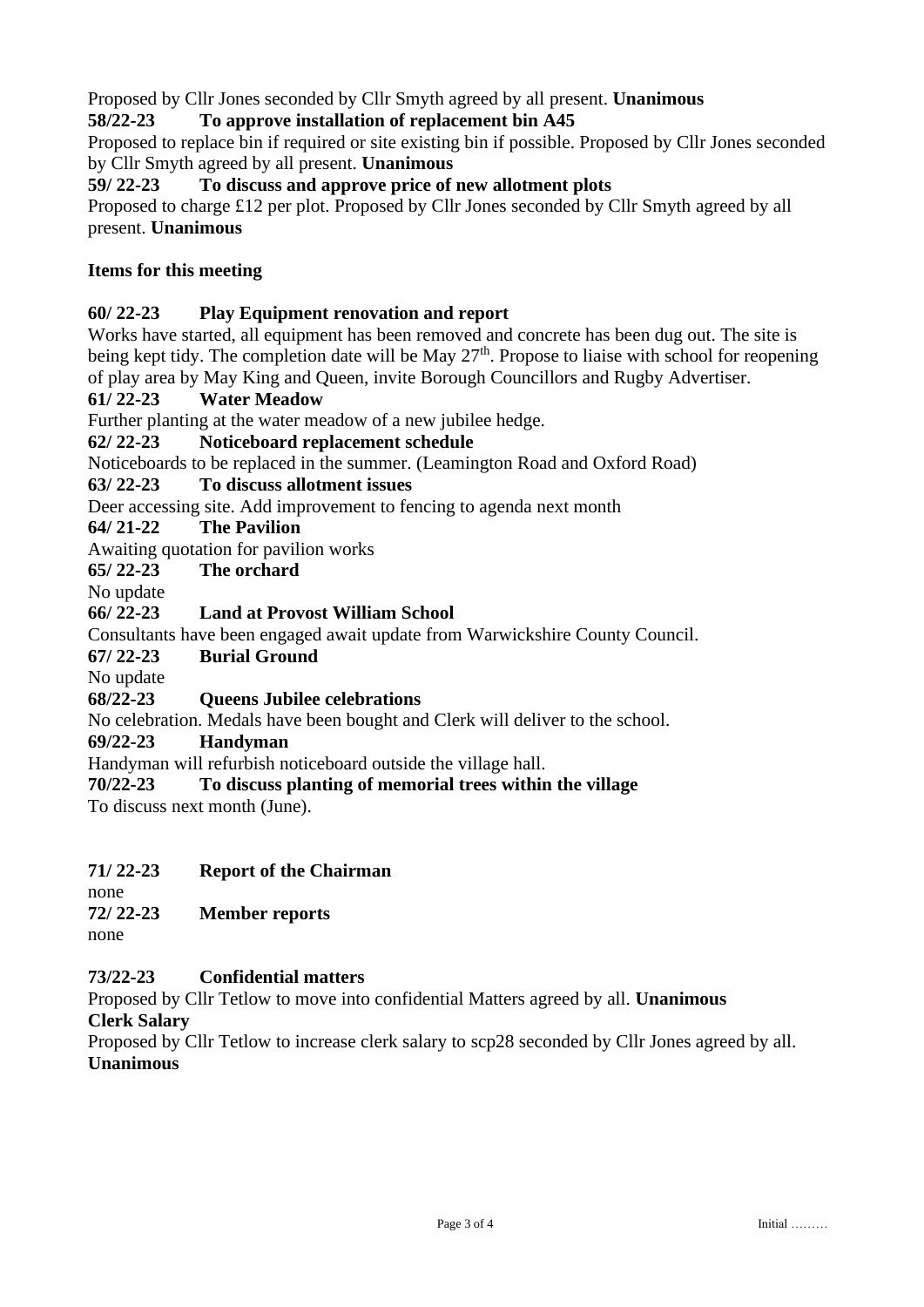Proposed by Cllr Jones seconded by Cllr Smyth agreed by all present. **Unanimous**

**58/22-23 To approve installation of replacement bin A45**

Proposed to replace bin if required or site existing bin if possible. Proposed by Cllr Jones seconded by Cllr Smyth agreed by all present. **Unanimous**

**59/ 22-23 To discuss and approve price of new allotment plots**

Proposed to charge £12 per plot. Proposed by Cllr Jones seconded by Cllr Smyth agreed by all present. **Unanimous**

**Items for this meeting**

**60/ 22-23 Play Equipment renovation and report**

Works have started, all equipment has been removed and concrete has been dug out. The site is being kept tidy. The completion date will be May 27th. Propose to liaise with school for reopening of play area by May King and Queen, invite Borough Councillors and Rugby Advertiser.

**61/ 22-23 Water Meadow**

Further planting at the water meadow of a new jubilee hedge.

**62/ 22-23 Noticeboard replacement schedule**

Noticeboards to be replaced in the summer. (Leamington Road and Oxford Road)

**63/ 22-23 To discuss allotment issues**

Deer accessing site. Add improvement to fencing to agenda next month

**64/ 21-22 The Pavilion**

Awaiting quotation for pavilion works

**65/ 22-23 The orchard**

No update

**66/ 22-23 Land at Provost William School**

Consultants have been engaged await update from Warwickshire County Council.

**67/ 22-23 Burial Ground**

No update

**68/22-23 Queens Jubilee celebrations**

No celebration. Medals have been bought and Clerk will deliver to the school.

**69/22-23 Handyman**

Handyman will refurbish noticeboard outside the village hall.

**70/22-23 To discuss planting of memorial trees within the village**

To discuss next month (June).

**71/ 22-23 Report of the Chairman**

none

**72/ 22-23 Member reports**

none

**73/22-23 Confidential matters**

Proposed by Cllr Tetlow to move into confidential Matters agreed by all. **Unanimous**

**Clerk Salary**

Proposed by Cllr Tetlow to increase clerk salary to scp28 seconded by Cllr Jones agreed by all. **Unanimous**

Initial ………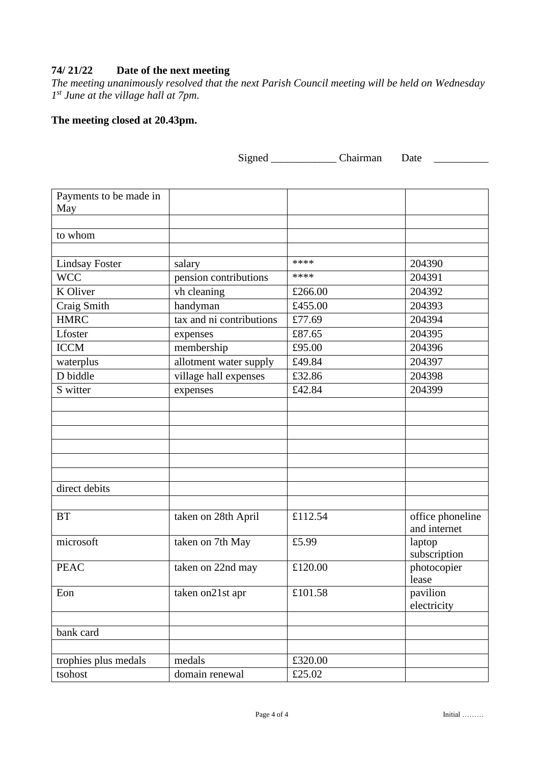**74/ 21/22 Date of the next meeting**

*The meeting unanimously resolved that the next Parish Council meeting will be held on Wednesday 1st June at the village hall at 7pm.*

**The meeting closed at 20.43pm.**

Signed ____________ Chairman Date __________

| | | | |
|---|---|---|---|
| Payments to be made in May | | | |
| | | | |
| to whom | | | |
| | | | |
| Lindsay Foster | salary | **** | 204390 |
| WCC | pension contributions | **** | 204391 |
| K Oliver | vh cleaning | £266.00 | 204392 |
| Craig Smith | handyman | £455.00 | 204393 |
| HMRC | tax and ni contributions | £77.69 | 204394 |
| Lfoster | expenses | £87.65 | 204395 |
| ICCM | membership | £95.00 | 204396 |
| waterplus | allotment water supply | £49.84 | 204397 |
| D biddle | village hall expenses | £32.86 | 204398 |
| S witter | expenses | £42.84 | 204399 |
| | | | |
| | | | |
| | | | |
| | | | |
| | | | |
| | | | |
| direct debits | | | |
| | | | |
| BT | taken on 28th April | £112.54 | office phoneline and internet |
| microsoft | taken on 7th May | £5.99 | laptop subscription |
| PEAC | taken on 22nd may | £120.00 | photocopier lease |
| Eon | taken on21st apr | £101.58 | pavilion electricity |
| | | | |
| bank card | | | |
| | | | |
| trophies plus medals | medals | £320.00 | |
| tsohost | domain renewal | £25.02 | |

Initial ………